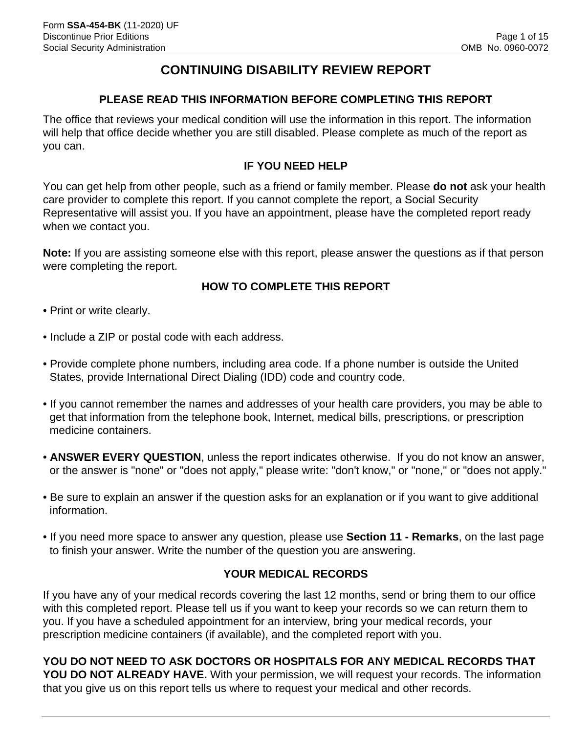# CONTINUING DISABILITY REVIEW REPORT

## PLEASE READ THIS INFORMATION BEFORE COMPLETING THIS REPORT

The office that reviews your medical condition will use the information in this report. The information will help that office decide whether you are still disabled. Please complete as much of the report as you can.

## IF YOU NEED HELP

You can get help from other people, such as a friend or family member. Please **do not** ask your health care provider to complete this report. If you cannot complete the report, a Social Security Representative will assist you. If you have an appointment, please have the completed report ready when we contact you.

**Note:** If you are assisting someone else with this report, please answer the questions as if that person were completing the report.

## HOW TO COMPLETE THIS REPORT

- Print or write clearly.
- Include a ZIP or postal code with each address.
- Provide complete phone numbers, including area code. If a phone number is outside the United States, provide International Direct Dialing (IDD) code and country code.
- If you cannot remember the names and addresses of your health care providers, you may be able to get that information from the telephone book, Internet, medical bills, prescriptions, or prescription medicine containers.
- **ANSWER EVERY QUESTION**, unless the report indicates otherwise. If you do not know an answer, or the answer is "none" or "does not apply," please write: "don't know," or "none," or "does not apply."
- Be sure to explain an answer if the question asks for an explanation or if you want to give additional information.
- If you need more space to answer any question, please use **Section 11 - Remarks**, on the last page to finish your answer. Write the number of the question you are answering.

## YOUR MEDICAL RECORDS

If you have any of your medical records covering the last 12 months, send or bring them to our office with this completed report. Please tell us if you want to keep your records so we can return them to you. If you have a scheduled appointment for an interview, bring your medical records, your prescription medicine containers (if available), and the completed report with you.

**YOU DO NOT NEED TO ASK DOCTORS OR HOSPITALS FOR ANY MEDICAL RECORDS THAT YOU DO NOT ALREADY HAVE.** With your permission, we will request your records. The information that you give us on this report tells us where to request your medical and other records.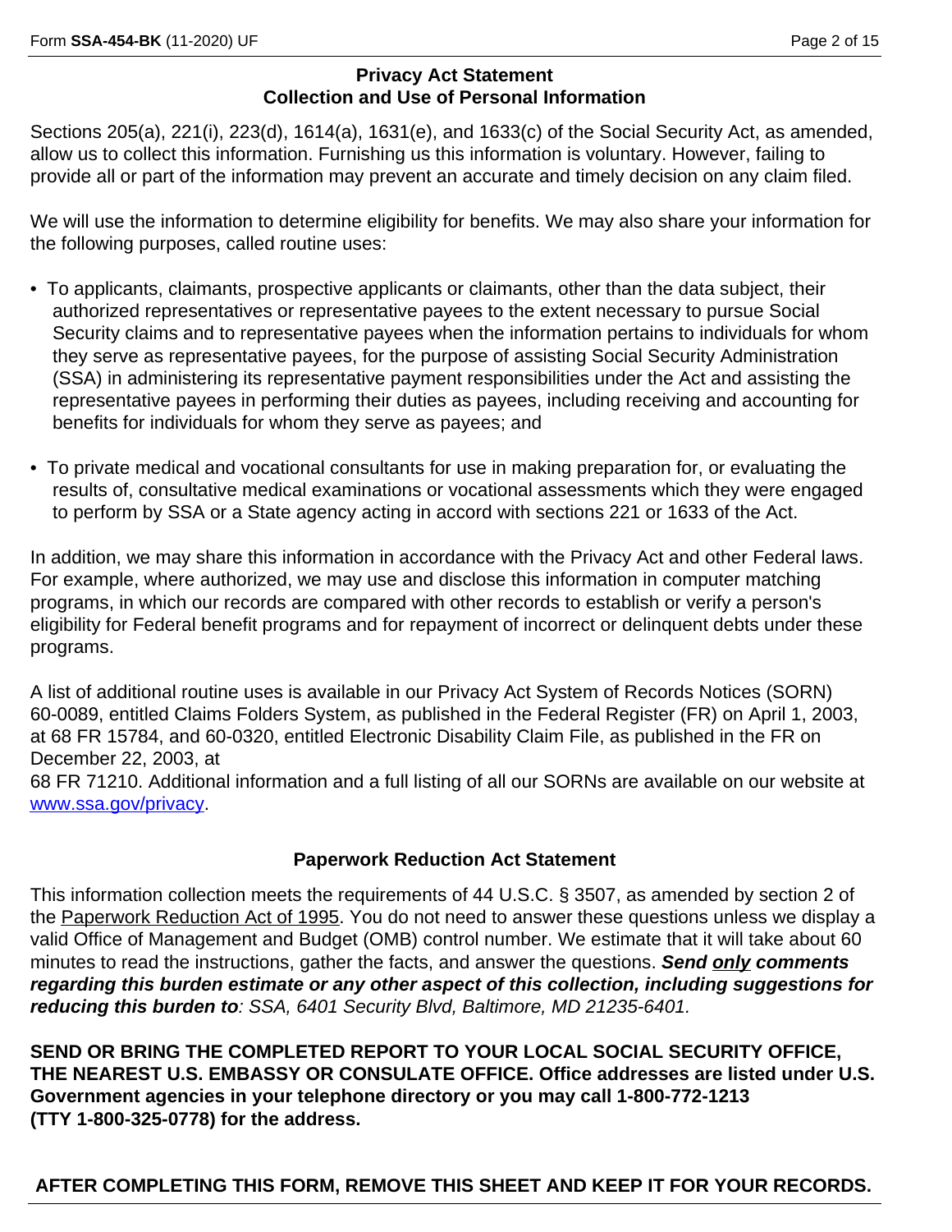## Privacy Act Statement
## Collection and Use of Personal Information

Sections 205(a), 221(i), 223(d), 1614(a), 1631(e), and 1633(c) of the Social Security Act, as amended, allow us to collect this information. Furnishing us this information is voluntary. However, failing to provide all or part of the information may prevent an accurate and timely decision on any claim filed.

We will use the information to determine eligibility for benefits. We may also share your information for the following purposes, called routine uses:

- To applicants, claimants, prospective applicants or claimants, other than the data subject, their authorized representatives or representative payees to the extent necessary to pursue Social Security claims and to representative payees when the information pertains to individuals for whom they serve as representative payees, for the purpose of assisting Social Security Administration (SSA) in administering its representative payment responsibilities under the Act and assisting the representative payees in performing their duties as payees, including receiving and accounting for benefits for individuals for whom they serve as payees; and

- To private medical and vocational consultants for use in making preparation for, or evaluating the results of, consultative medical examinations or vocational assessments which they were engaged to perform by SSA or a State agency acting in accord with sections 221 or 1633 of the Act.

In addition, we may share this information in accordance with the Privacy Act and other Federal laws. For example, where authorized, we may use and disclose this information in computer matching programs, in which our records are compared with other records to establish or verify a person's eligibility for Federal benefit programs and for repayment of incorrect or delinquent debts under these programs.

A list of additional routine uses is available in our Privacy Act System of Records Notices (SORN) 60-0089, entitled Claims Folders System, as published in the Federal Register (FR) on April 1, 2003, at 68 FR 15784, and 60-0320, entitled Electronic Disability Claim File, as published in the FR on December 22, 2003, at 68 FR 71210. Additional information and a full listing of all our SORNs are available on our website at www.ssa.gov/privacy.

## Paperwork Reduction Act Statement

This information collection meets the requirements of 44 U.S.C. § 3507, as amended by section 2 of the Paperwork Reduction Act of 1995. You do not need to answer these questions unless we display a valid Office of Management and Budget (OMB) control number. We estimate that it will take about 60 minutes to read the instructions, gather the facts, and answer the questions. ***Send only comments regarding this burden estimate or any other aspect of this collection, including suggestions for reducing this burden to****: SSA, 6401 Security Blvd, Baltimore, MD 21235-6401.*

**SEND OR BRING THE COMPLETED REPORT TO YOUR LOCAL SOCIAL SECURITY OFFICE, THE NEAREST U.S. EMBASSY OR CONSULATE OFFICE. Office addresses are listed under U.S. Government agencies in your telephone directory or you may call 1-800-772-1213 (TTY 1-800-325-0778) for the address.**

**AFTER COMPLETING THIS FORM, REMOVE THIS SHEET AND KEEP IT FOR YOUR RECORDS.**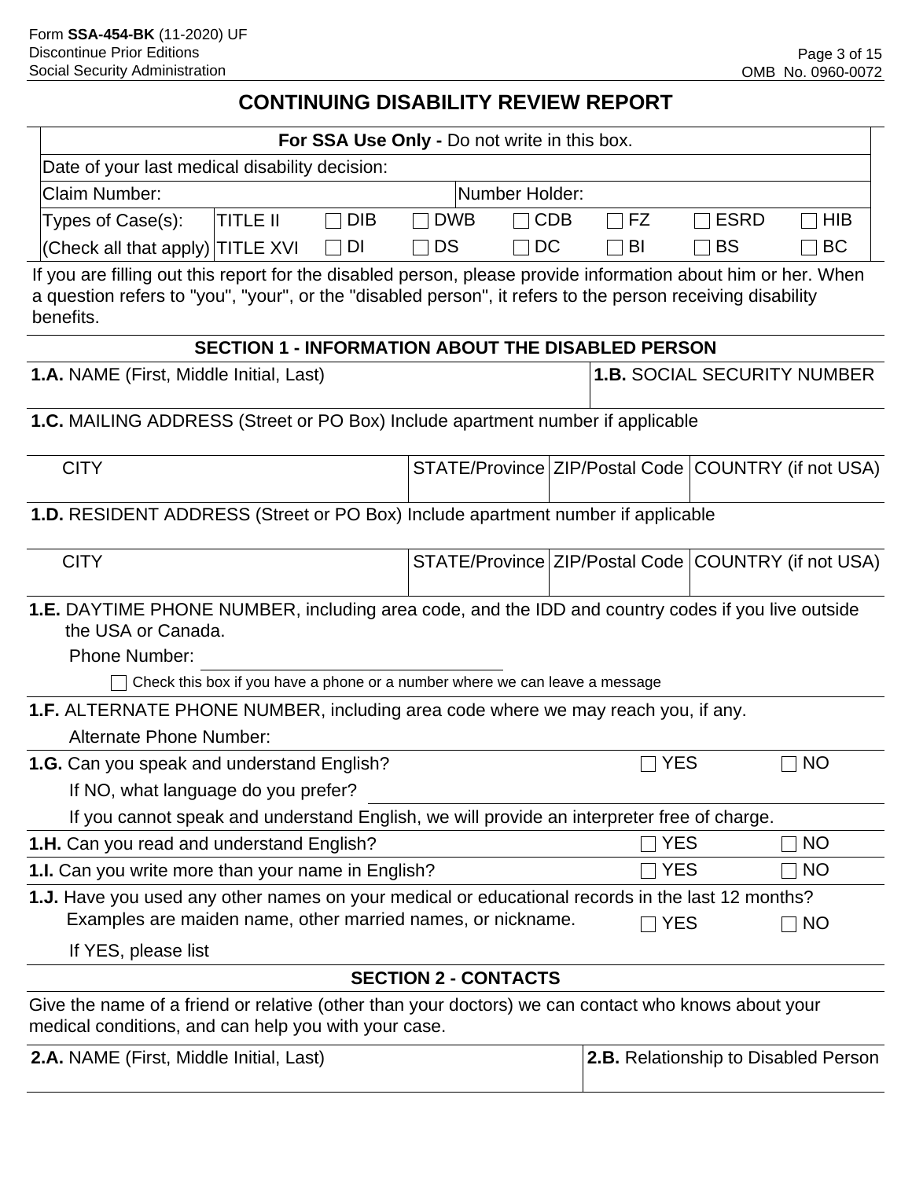# CONTINUING DISABILITY REVIEW REPORT

| **For SSA Use Only -** Do not write in this box. | | | | | | | |
|---|---|---|---|---|---|---|---|
| Date of your last medical disability decision: | | | | | | | |
| Claim Number: | | | | Number Holder: | | | |
| Types of Case(s): | TITLE II | ☐ DIB | ☐ DWB | ☐ CDB | ☐ FZ | ☐ ESRD | ☐ HIB |
| (Check all that apply) | TITLE XVI | ☐ DI | ☐ DS | ☐ DC | ☐ BI | ☐ BS | ☐ BC |

If you are filling out this report for the disabled person, please provide information about him or her. When a question refers to "you", "your", or the "disabled person", it refers to the person receiving disability benefits.

## SECTION 1 - INFORMATION ABOUT THE DISABLED PERSON

| **1.A.** NAME (First, Middle Initial, Last) | **1.B.** SOCIAL SECURITY NUMBER |
|---|---|
| | |

**1.C.** MAILING ADDRESS (Street or PO Box) Include apartment number if applicable

| CITY | STATE/Province | ZIP/Postal Code | COUNTRY (if not USA) |
|---|---|---|---|
| | | | |

**1.D.** RESIDENT ADDRESS (Street or PO Box) Include apartment number if applicable

| CITY | STATE/Province | ZIP/Postal Code | COUNTRY (if not USA) |
|---|---|---|---|
| | | | |

**1.E.** DAYTIME PHONE NUMBER, including area code, and the IDD and country codes if you live outside the USA or Canada.

Phone Number: ______________________

☐ Check this box if you have a phone or a number where we can leave a message

**1.F.** ALTERNATE PHONE NUMBER, including area code where we may reach you, if any.

Alternate Phone Number:

**1.G.** Can you speak and understand English? ☐ YES ☐ NO

If NO, what language do you prefer? ______________________

If you cannot speak and understand English, we will provide an interpreter free of charge.

**1.H.** Can you read and understand English? ☐ YES ☐ NO

**1.I.** Can you write more than your name in English? ☐ YES ☐ NO

**1.J.** Have you used any other names on your medical or educational records in the last 12 months? Examples are maiden name, other married names, or nickname. ☐ YES ☐ NO

If YES, please list

## SECTION 2 - CONTACTS

Give the name of a friend or relative (other than your doctors) we can contact who knows about your medical conditions, and can help you with your case.

| **2.A.** NAME (First, Middle Initial, Last) | **2.B.** Relationship to Disabled Person |
|---|---|
| | |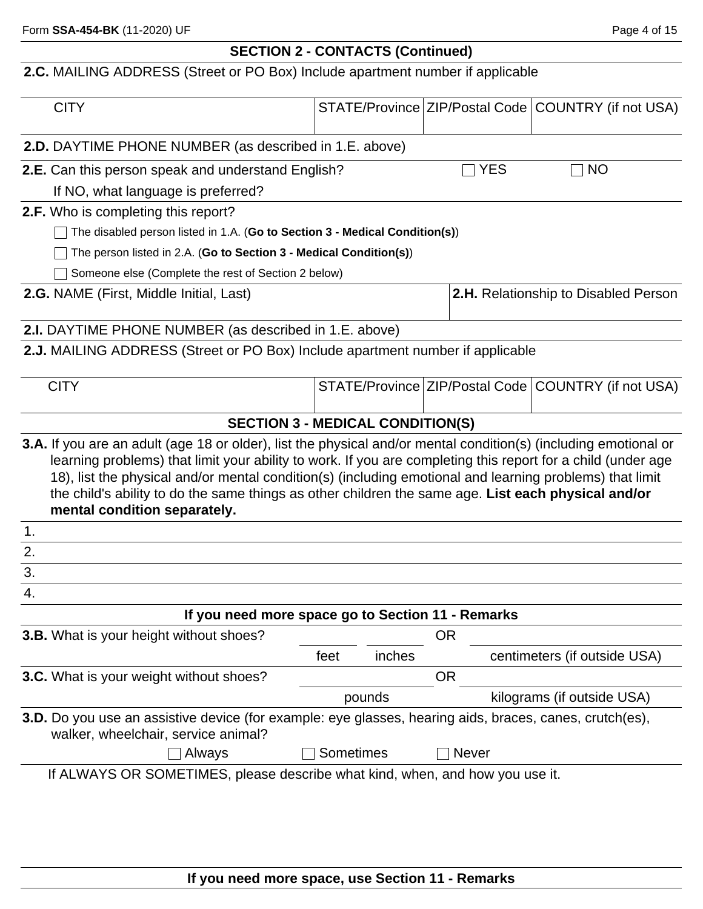## SECTION 2 - CONTACTS (Continued)

**2.C.** MAILING ADDRESS (Street or PO Box) Include apartment number if applicable

| CITY | STATE/Province | ZIP/Postal Code | COUNTRY (if not USA) |
|---|---|---|---|
| | | | |

**2.D.** DAYTIME PHONE NUMBER (as described in 1.E. above)

**2.E.** Can this person speak and understand English? ☐ YES ☐ NO

If NO, what language is preferred?

**2.F.** Who is completing this report?

☐ The disabled person listed in 1.A. (**Go to Section 3 - Medical Condition(s)**)

☐ The person listed in 2.A. (**Go to Section 3 - Medical Condition(s)**)

☐ Someone else (Complete the rest of Section 2 below)

| **2.G.** NAME (First, Middle Initial, Last) | **2.H.** Relationship to Disabled Person |
|---|---|
| | |

**2.I.** DAYTIME PHONE NUMBER (as described in 1.E. above)

**2.J.** MAILING ADDRESS (Street or PO Box) Include apartment number if applicable

| CITY | STATE/Province | ZIP/Postal Code | COUNTRY (if not USA) |
|---|---|---|---|
| | | | |

## SECTION 3 - MEDICAL CONDITION(S)

**3.A.** If you are an adult (age 18 or older), list the physical and/or mental condition(s) (including emotional or learning problems) that limit your ability to work. If you are completing this report for a child (under age 18), list the physical and/or mental condition(s) (including emotional and learning problems) that limit the child's ability to do the same things as other children the same age. **List each physical and/or mental condition separately.**

1.

2.

3.

4.

**If you need more space go to Section 11 - Remarks**

**3.B.** What is your height without shoes? \_\_\_\_\_ feet \_\_\_\_\_ inches OR \_\_\_\_\_ centimeters (if outside USA)

**3.C.** What is your weight without shoes? \_\_\_\_\_ pounds OR \_\_\_\_\_ kilograms (if outside USA)

**3.D.** Do you use an assistive device (for example: eye glasses, hearing aids, braces, canes, crutch(es), walker, wheelchair, service animal?

☐ Always ☐ Sometimes ☐ Never

If ALWAYS OR SOMETIMES, please describe what kind, when, and how you use it.

**If you need more space, use Section 11 - Remarks**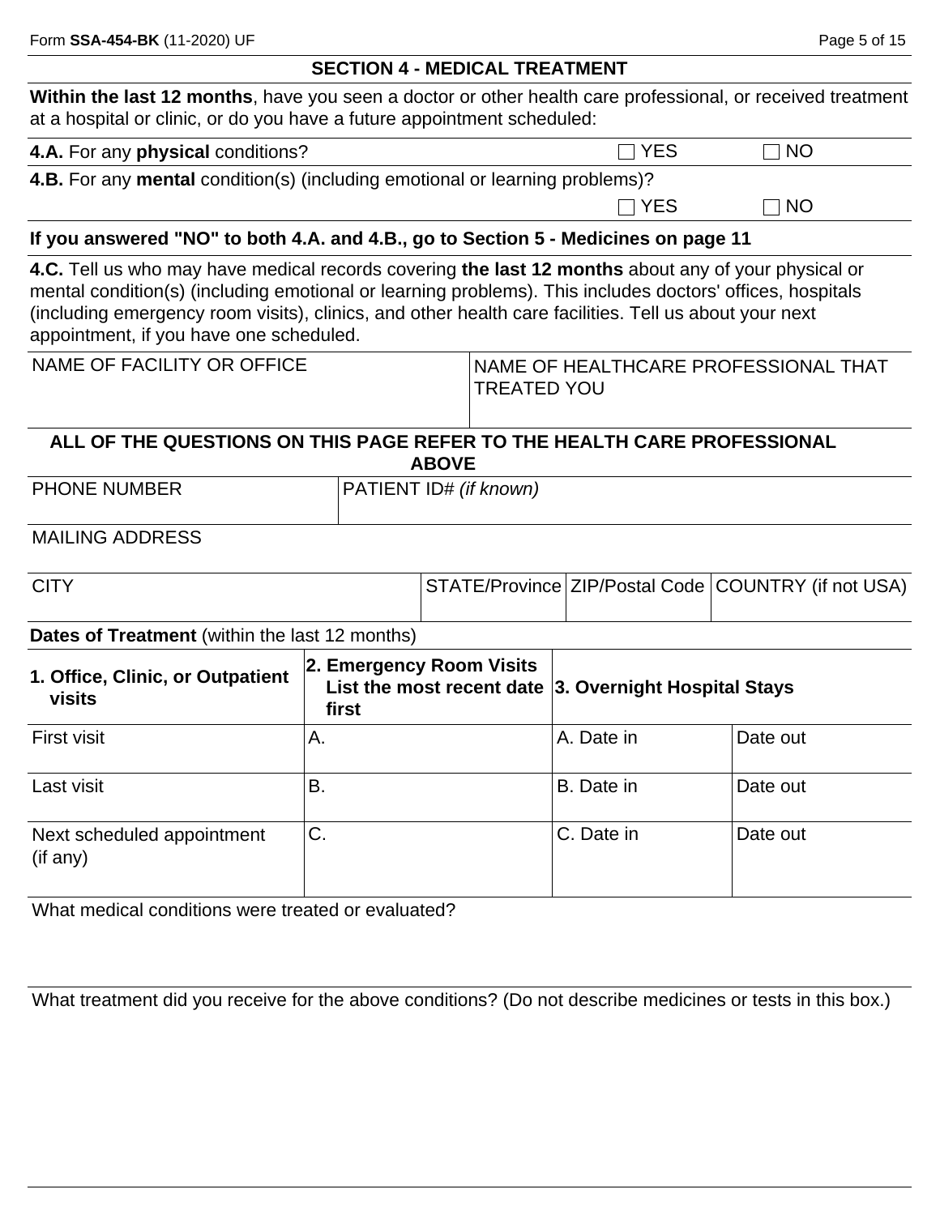## SECTION 4 - MEDICAL TREATMENT

**Within the last 12 months**, have you seen a doctor or other health care professional, or received treatment at a hospital or clinic, or do you have a future appointment scheduled:

**4.A.** For any **physical** conditions? ☐ YES ☐ NO

**4.B.** For any **mental** condition(s) (including emotional or learning problems)? ☐ YES ☐ NO

**If you answered "NO" to both 4.A. and 4.B., go to Section 5 - Medicines on page 11**

**4.C.** Tell us who may have medical records covering **the last 12 months** about any of your physical or mental condition(s) (including emotional or learning problems). This includes doctors' offices, hospitals (including emergency room visits), clinics, and other health care facilities. Tell us about your next appointment, if you have one scheduled.

| NAME OF FACILITY OR OFFICE | NAME OF HEALTHCARE PROFESSIONAL THAT TREATED YOU |
| --- | --- |
| | |

**ALL OF THE QUESTIONS ON THIS PAGE REFER TO THE HEALTH CARE PROFESSIONAL ABOVE**

| PHONE NUMBER | PATIENT ID# *(if known)* |
| --- | --- |
| | |

MAILING ADDRESS

| CITY | STATE/Province | ZIP/Postal Code | COUNTRY (if not USA) |
| --- | --- | --- | --- |
| | | | |

**Dates of Treatment** (within the last 12 months)

| **1. Office, Clinic, or Outpatient visits** | **2. Emergency Room Visits List the most recent date first** | **3. Overnight Hospital Stays** | |
| --- | --- | --- | --- |
| First visit | A. | A. Date in | Date out |
| Last visit | B. | B. Date in | Date out |
| Next scheduled appointment (if any) | C. | C. Date in | Date out |

What medical conditions were treated or evaluated?

What treatment did you receive for the above conditions? (Do not describe medicines or tests in this box.)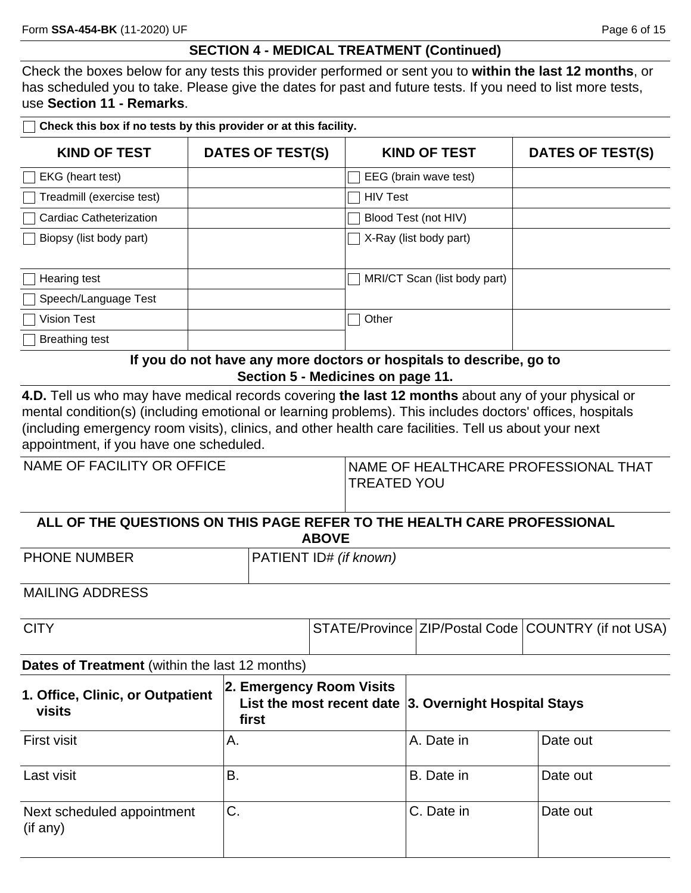## SECTION 4 - MEDICAL TREATMENT (Continued)

Check the boxes below for any tests this provider performed or sent you to **within the last 12 months**, or has scheduled you to take. Please give the dates for past and future tests. If you need to list more tests, use **Section 11 - Remarks**.

☐ **Check this box if no tests by this provider or at this facility.**

| KIND OF TEST | DATES OF TEST(S) | KIND OF TEST | DATES OF TEST(S) |
|---|---|---|---|
| ☐ EKG (heart test) | | ☐ EEG (brain wave test) | |
| ☐ Treadmill (exercise test) | | ☐ HIV Test | |
| ☐ Cardiac Catheterization | | ☐ Blood Test (not HIV) | |
| ☐ Biopsy (list body part) | | ☐ X-Ray (list body part) | |
| ☐ Hearing test | | ☐ MRI/CT Scan (list body part) | |
| ☐ Speech/Language Test | | | |
| ☐ Vision Test | | ☐ Other | |
| ☐ Breathing test | | | |

**If you do not have any more doctors or hospitals to describe, go to Section 5 - Medicines on page 11.**

**4.D.** Tell us who may have medical records covering **the last 12 months** about any of your physical or mental condition(s) (including emotional or learning problems). This includes doctors' offices, hospitals (including emergency room visits), clinics, and other health care facilities. Tell us about your next appointment, if you have one scheduled.

| NAME OF FACILITY OR OFFICE | NAME OF HEALTHCARE PROFESSIONAL THAT TREATED YOU |
|---|---|
| | |

**ALL OF THE QUESTIONS ON THIS PAGE REFER TO THE HEALTH CARE PROFESSIONAL ABOVE**

| PHONE NUMBER | PATIENT ID# *(if known)* |
|---|---|
| | |

| MAILING ADDRESS |
|---|
| |

| CITY | STATE/Province | ZIP/Postal Code | COUNTRY (if not USA) |
|---|---|---|---|
| | | | |

**Dates of Treatment** (within the last 12 months)

| 1. Office, Clinic, or Outpatient visits | 2. Emergency Room Visits List the most recent date first | 3. Overnight Hospital Stays | |
|---|---|---|---|
| First visit | A. | A. Date in | Date out |
| Last visit | B. | B. Date in | Date out |
| Next scheduled appointment (if any) | C. | C. Date in | Date out |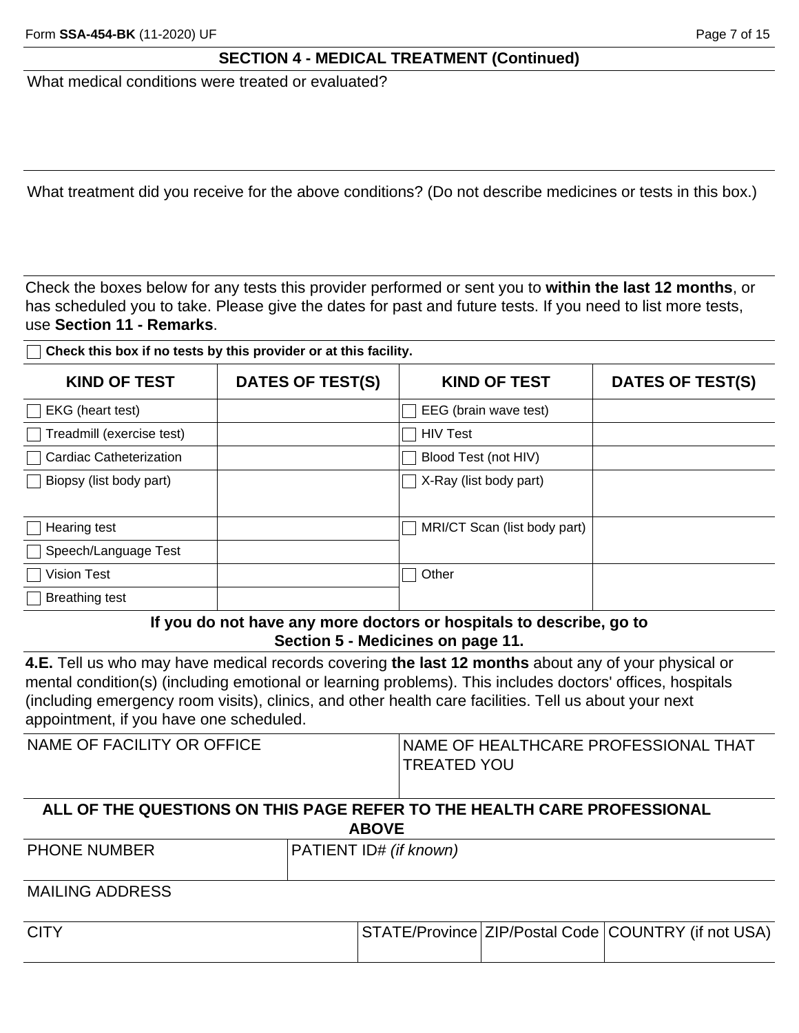## SECTION 4 - MEDICAL TREATMENT (Continued)

What medical conditions were treated or evaluated?

What treatment did you receive for the above conditions? (Do not describe medicines or tests in this box.)

Check the boxes below for any tests this provider performed or sent you to **within the last 12 months**, or has scheduled you to take. Please give the dates for past and future tests. If you need to list more tests, use **Section 11 - Remarks**.

☐ **Check this box if no tests by this provider or at this facility.**

| KIND OF TEST | DATES OF TEST(S) | KIND OF TEST | DATES OF TEST(S) |
|---|---|---|---|
| ☐ EKG (heart test) | | ☐ EEG (brain wave test) | |
| ☐ Treadmill (exercise test) | | ☐ HIV Test | |
| ☐ Cardiac Catheterization | | ☐ Blood Test (not HIV) | |
| ☐ Biopsy (list body part) | | ☐ X-Ray (list body part) | |
| ☐ Hearing test | | ☐ MRI/CT Scan (list body part) | |
| ☐ Speech/Language Test | | | |
| ☐ Vision Test | | ☐ Other | |
| ☐ Breathing test | | | |

**If you do not have any more doctors or hospitals to describe, go to Section 5 - Medicines on page 11.**

**4.E.** Tell us who may have medical records covering **the last 12 months** about any of your physical or mental condition(s) (including emotional or learning problems). This includes doctors' offices, hospitals (including emergency room visits), clinics, and other health care facilities. Tell us about your next appointment, if you have one scheduled.

| NAME OF FACILITY OR OFFICE | NAME OF HEALTHCARE PROFESSIONAL THAT TREATED YOU |
|---|---|
| | |

**ALL OF THE QUESTIONS ON THIS PAGE REFER TO THE HEALTH CARE PROFESSIONAL ABOVE**

| PHONE NUMBER | PATIENT ID# *(if known)* |
|---|---|
| | |

MAILING ADDRESS

| CITY | STATE/Province | ZIP/Postal Code | COUNTRY (if not USA) |
|---|---|---|---|
| | | | |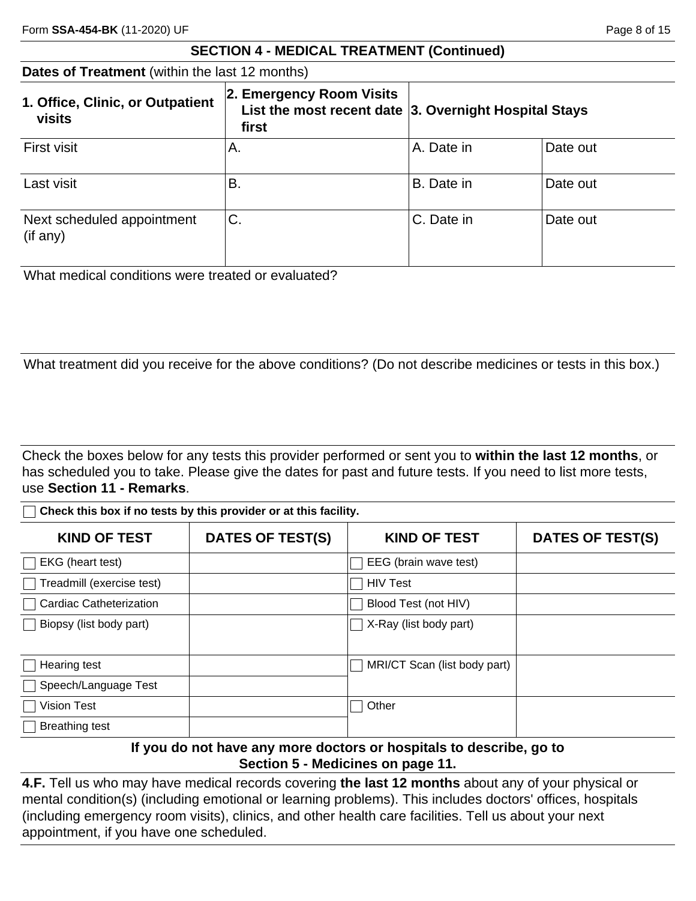## SECTION 4 - MEDICAL TREATMENT (Continued)

**Dates of Treatment** (within the last 12 months)

| **1. Office, Clinic, or Outpatient visits** | **2. Emergency Room Visits List the most recent date first** | **3. Overnight Hospital Stays** | |
|---|---|---|---|
| First visit | A. | A. Date in | Date out |
| Last visit | B. | B. Date in | Date out |
| Next scheduled appointment (if any) | C. | C. Date in | Date out |

What medical conditions were treated or evaluated?

What treatment did you receive for the above conditions? (Do not describe medicines or tests in this box.)

Check the boxes below for any tests this provider performed or sent you to **within the last 12 months**, or has scheduled you to take. Please give the dates for past and future tests. If you need to list more tests, use **Section 11 - Remarks**.

☐ **Check this box if no tests by this provider or at this facility.**

| KIND OF TEST | DATES OF TEST(S) | KIND OF TEST | DATES OF TEST(S) |
|---|---|---|---|
| ☐ EKG (heart test) | | ☐ EEG (brain wave test) | |
| ☐ Treadmill (exercise test) | | ☐ HIV Test | |
| ☐ Cardiac Catheterization | | ☐ Blood Test (not HIV) | |
| ☐ Biopsy (list body part) | | ☐ X-Ray (list body part) | |
| ☐ Hearing test | | ☐ MRI/CT Scan (list body part) | |
| ☐ Speech/Language Test | | | |
| ☐ Vision Test | | ☐ Other | |
| ☐ Breathing test | | | |

**If you do not have any more doctors or hospitals to describe, go to Section 5 - Medicines on page 11.**

**4.F.** Tell us who may have medical records covering **the last 12 months** about any of your physical or mental condition(s) (including emotional or learning problems). This includes doctors' offices, hospitals (including emergency room visits), clinics, and other health care facilities. Tell us about your next appointment, if you have one scheduled.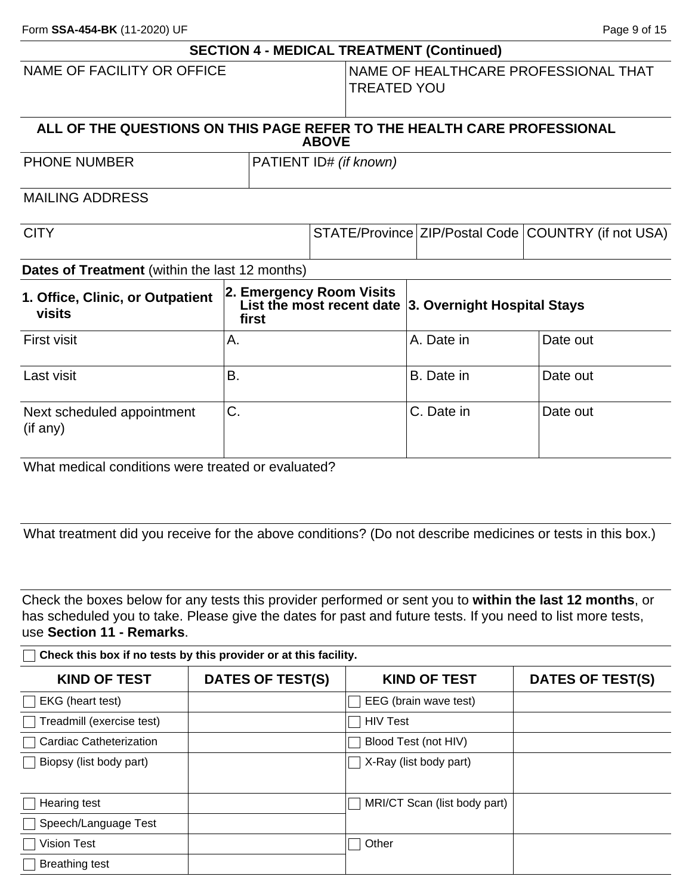## SECTION 4 - MEDICAL TREATMENT (Continued)

| NAME OF FACILITY OR OFFICE | NAME OF HEALTHCARE PROFESSIONAL THAT TREATED YOU |
| --- | --- |
| | |

**ALL OF THE QUESTIONS ON THIS PAGE REFER TO THE HEALTH CARE PROFESSIONAL ABOVE**

| PHONE NUMBER | PATIENT ID# *(if known)* |
| --- | --- |
| | |

MAILING ADDRESS

| CITY | STATE/Province | ZIP/Postal Code | COUNTRY (if not USA) |
| --- | --- | --- | --- |
| | | | |

**Dates of Treatment** (within the last 12 months)

| **1. Office, Clinic, or Outpatient visits** | **2. Emergency Room Visits List the most recent date first** | **3. Overnight Hospital Stays** | |
| --- | --- | --- | --- |
| First visit | A. | A. Date in | Date out |
| Last visit | B. | B. Date in | Date out |
| Next scheduled appointment (if any) | C. | C. Date in | Date out |

What medical conditions were treated or evaluated?

What treatment did you receive for the above conditions? (Do not describe medicines or tests in this box.)

Check the boxes below for any tests this provider performed or sent you to **within the last 12 months**, or has scheduled you to take. Please give the dates for past and future tests. If you need to list more tests, use **Section 11 - Remarks**.

☐ **Check this box if no tests by this provider or at this facility.**

| KIND OF TEST | DATES OF TEST(S) | KIND OF TEST | DATES OF TEST(S) |
| --- | --- | --- | --- |
| ☐ EKG (heart test) | | ☐ EEG (brain wave test) | |
| ☐ Treadmill (exercise test) | | ☐ HIV Test | |
| ☐ Cardiac Catheterization | | ☐ Blood Test (not HIV) | |
| ☐ Biopsy (list body part) | | ☐ X-Ray (list body part) | |
| ☐ Hearing test | | ☐ MRI/CT Scan (list body part) | |
| ☐ Speech/Language Test | | | |
| ☐ Vision Test | | ☐ Other | |
| ☐ Breathing test | | | |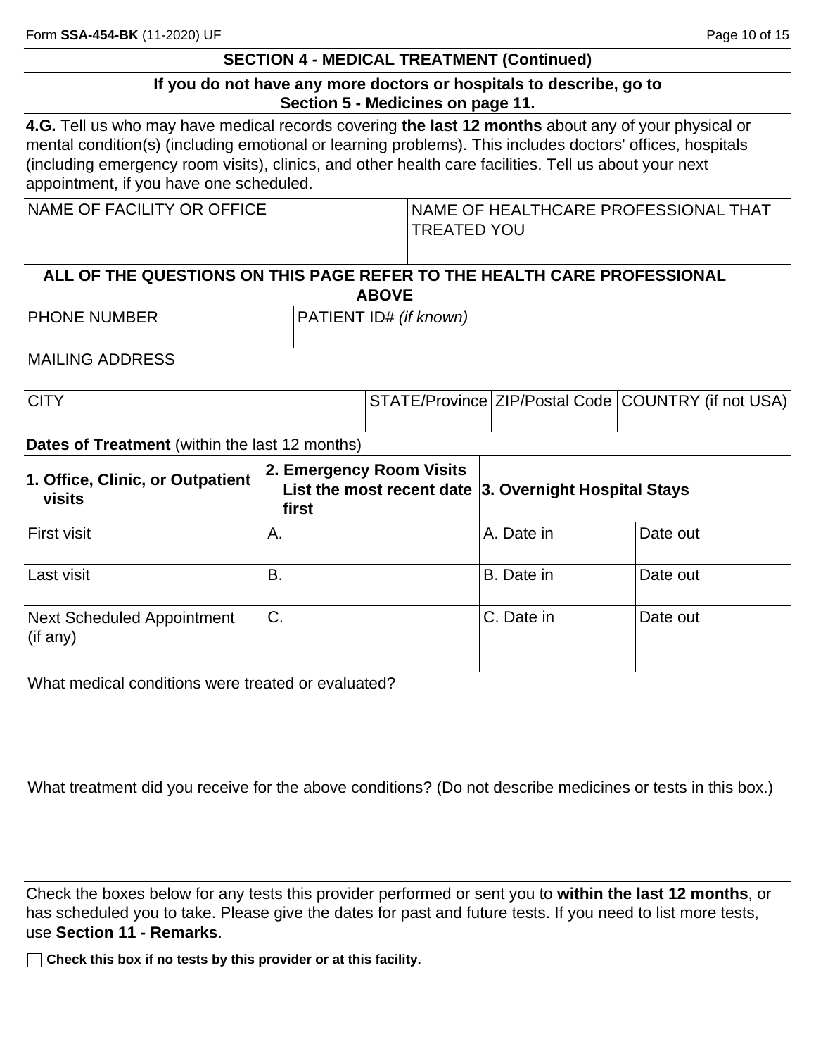Form **SSA-454-BK** (11-2020) UF

## SECTION 4 - MEDICAL TREATMENT (Continued)

**If you do not have any more doctors or hospitals to describe, go to Section 5 - Medicines on page 11.**

**4.G.** Tell us who may have medical records covering **the last 12 months** about any of your physical or mental condition(s) (including emotional or learning problems). This includes doctors' offices, hospitals (including emergency room visits), clinics, and other health care facilities. Tell us about your next appointment, if you have one scheduled.

| NAME OF FACILITY OR OFFICE | NAME OF HEALTHCARE PROFESSIONAL THAT TREATED YOU |
|---|---|
| | |

**ALL OF THE QUESTIONS ON THIS PAGE REFER TO THE HEALTH CARE PROFESSIONAL ABOVE**

| PHONE NUMBER | PATIENT ID# *(if known)* |
|---|---|
| | |

MAILING ADDRESS

| CITY | STATE/Province | ZIP/Postal Code | COUNTRY (if not USA) |
|---|---|---|---|
| | | | |

**Dates of Treatment** (within the last 12 months)

| **1. Office, Clinic, or Outpatient visits** | **2. Emergency Room Visits List the most recent date first** | **3. Overnight Hospital Stays** | |
|---|---|---|---|
| First visit | A. | A. Date in | Date out |
| Last visit | B. | B. Date in | Date out |
| Next Scheduled Appointment (if any) | C. | C. Date in | Date out |

What medical conditions were treated or evaluated?

What treatment did you receive for the above conditions? (Do not describe medicines or tests in this box.)

Check the boxes below for any tests this provider performed or sent you to **within the last 12 months**, or has scheduled you to take. Please give the dates for past and future tests. If you need to list more tests, use **Section 11 - Remarks**.

☐ **Check this box if no tests by this provider or at this facility.**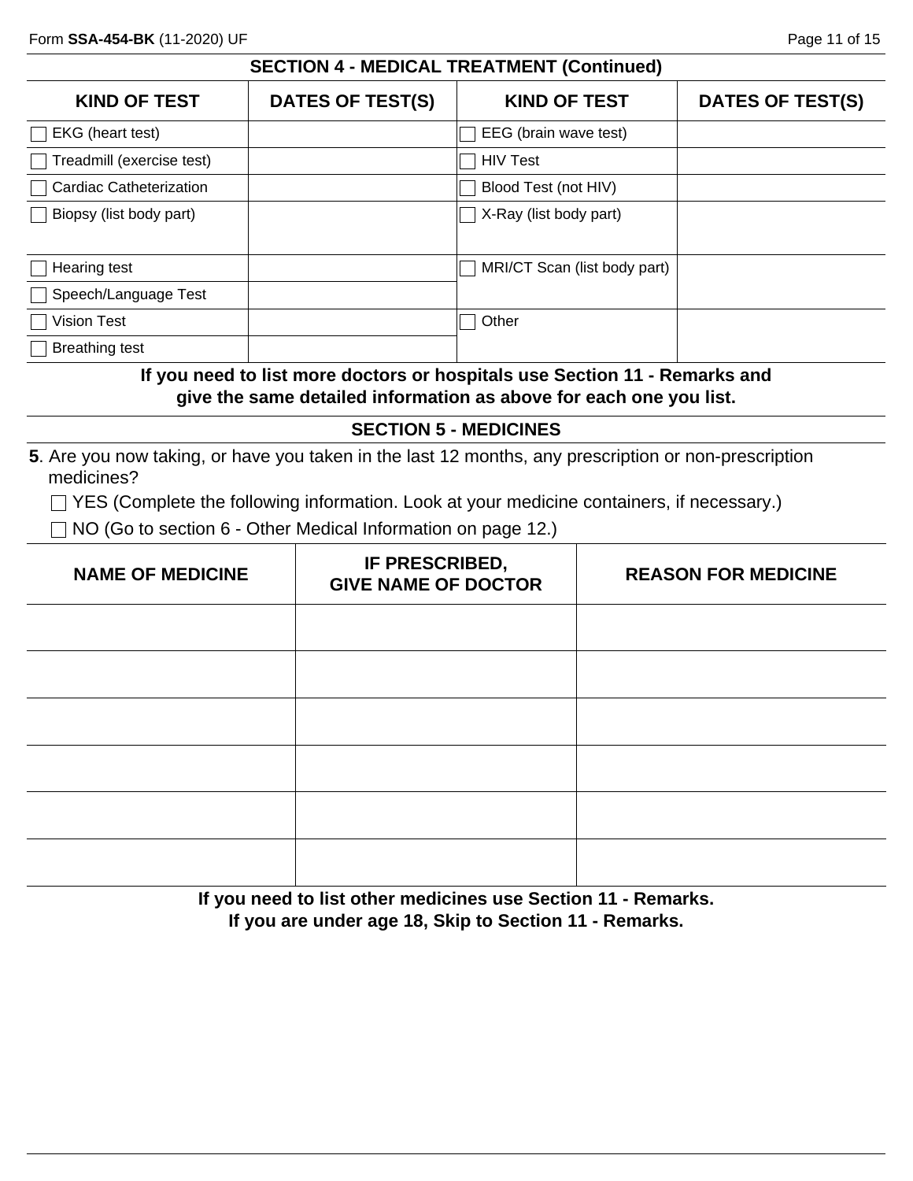## SECTION 4 - MEDICAL TREATMENT (Continued)

| KIND OF TEST | DATES OF TEST(S) | KIND OF TEST | DATES OF TEST(S) |
| --- | --- | --- | --- |
| ☐ EKG (heart test) | | ☐ EEG (brain wave test) | |
| ☐ Treadmill (exercise test) | | ☐ HIV Test | |
| ☐ Cardiac Catheterization | | ☐ Blood Test (not HIV) | |
| ☐ Biopsy (list body part) | | ☐ X-Ray (list body part) | |
| ☐ Hearing test | | ☐ MRI/CT Scan (list body part) | |
| ☐ Speech/Language Test | | | |
| ☐ Vision Test | | ☐ Other | |
| ☐ Breathing test | | | |

**If you need to list more doctors or hospitals use Section 11 - Remarks and give the same detailed information as above for each one you list.**

## SECTION 5 - MEDICINES

**5**. Are you now taking, or have you taken in the last 12 months, any prescription or non-prescription medicines?

☐ YES (Complete the following information. Look at your medicine containers, if necessary.)

☐ NO (Go to section 6 - Other Medical Information on page 12.)

| NAME OF MEDICINE | IF PRESCRIBED, GIVE NAME OF DOCTOR | REASON FOR MEDICINE |
| --- | --- | --- |
| | | |
| | | |
| | | |
| | | |
| | | |
| | | |

**If you need to list other medicines use Section 11 - Remarks.**
**If you are under age 18, Skip to Section 11 - Remarks.**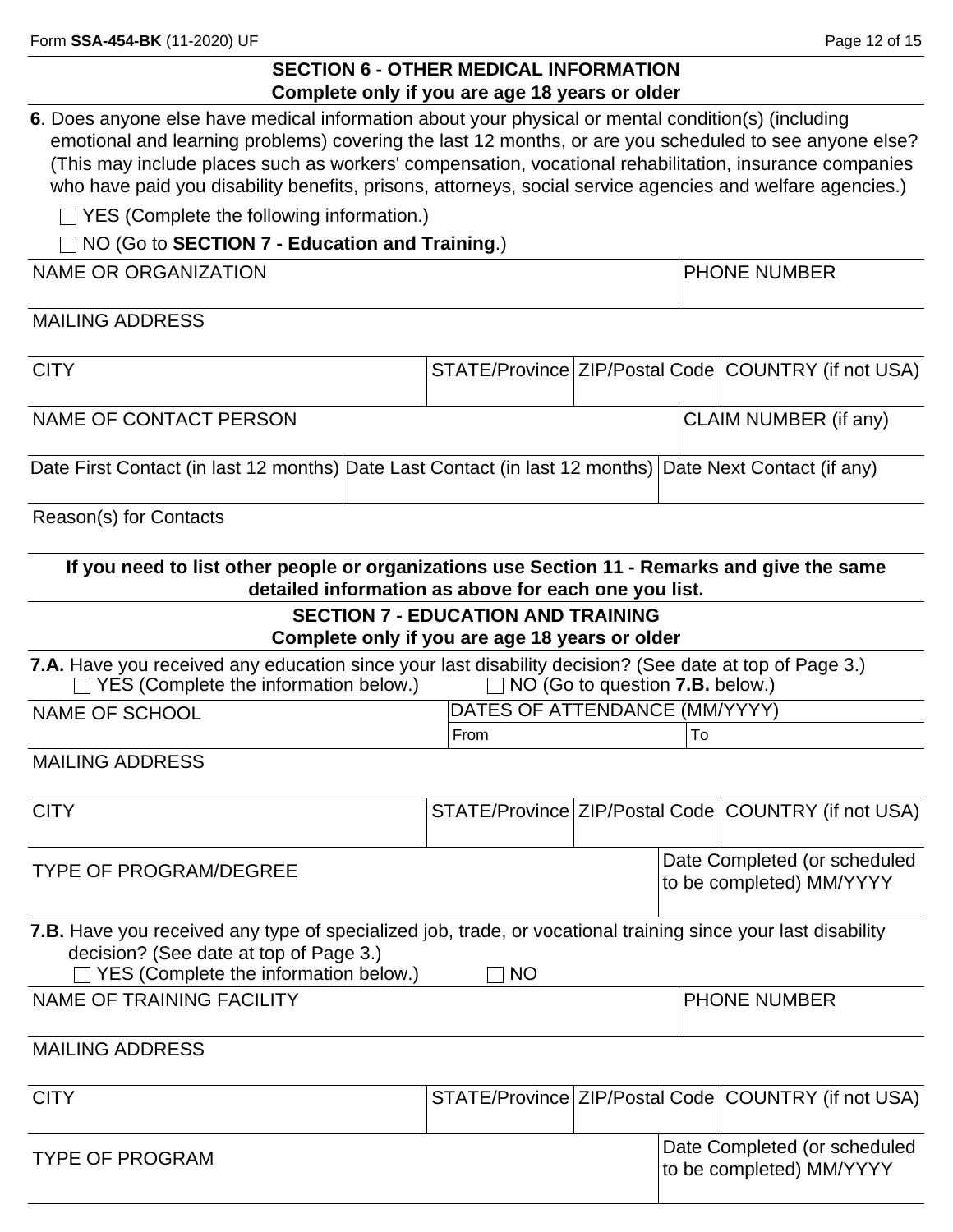## SECTION 6 - OTHER MEDICAL INFORMATION
**Complete only if you are age 18 years or older**

**6**. Does anyone else have medical information about your physical or mental condition(s) (including emotional and learning problems) covering the last 12 months, or are you scheduled to see anyone else? (This may include places such as workers' compensation, vocational rehabilitation, insurance companies who have paid you disability benefits, prisons, attorneys, social service agencies and welfare agencies.)

☐ YES (Complete the following information.)

☐ NO (Go to **SECTION 7 - Education and Training**.)

| NAME OR ORGANIZATION | | | PHONE NUMBER |
|---|---|---|---|
| MAILING ADDRESS | | | |
| CITY | STATE/Province | ZIP/Postal Code | COUNTRY (if not USA) |
| NAME OF CONTACT PERSON | | | CLAIM NUMBER (if any) |
| Date First Contact (in last 12 months) | Date Last Contact (in last 12 months) | Date Next Contact (if any) | |
| Reason(s) for Contacts | | | |

**If you need to list other people or organizations use Section 11 - Remarks and give the same detailed information as above for each one you list.**

## SECTION 7 - EDUCATION AND TRAINING
**Complete only if you are age 18 years or older**

**7.A.** Have you received any education since your last disability decision? (See date at top of Page 3.)
☐ YES (Complete the information below.) ☐ NO (Go to question **7.B.** below.)

| NAME OF SCHOOL | DATES OF ATTENDANCE (MM/YYYY) From | To | |
|---|---|---|---|
| MAILING ADDRESS | | | |
| CITY | STATE/Province | ZIP/Postal Code | COUNTRY (if not USA) |
| TYPE OF PROGRAM/DEGREE | | | Date Completed (or scheduled to be completed) MM/YYYY |

**7.B.** Have you received any type of specialized job, trade, or vocational training since your last disability decision? (See date at top of Page 3.)
☐ YES (Complete the information below.) ☐ NO

| NAME OF TRAINING FACILITY | | | PHONE NUMBER |
|---|---|---|---|
| MAILING ADDRESS | | | |
| CITY | STATE/Province | ZIP/Postal Code | COUNTRY (if not USA) |
| TYPE OF PROGRAM | | | Date Completed (or scheduled to be completed) MM/YYYY |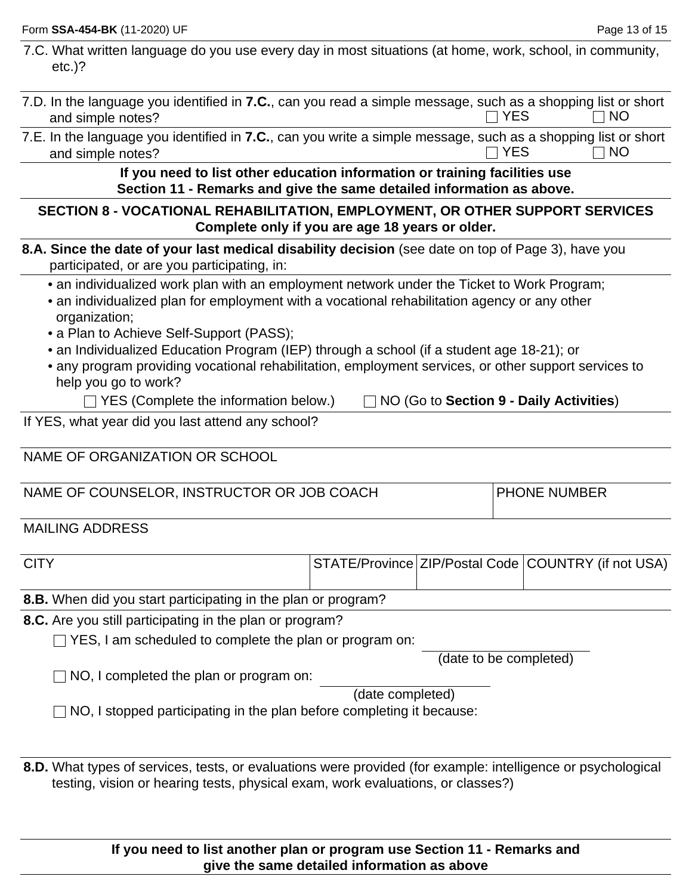7.C. What written language do you use every day in most situations (at home, work, school, in community, etc.)?

7.D. In the language you identified in **7.C.**, can you read a simple message, such as a shopping list or short and simple notes? ☐ YES ☐ NO

7.E. In the language you identified in **7.C.**, can you write a simple message, such as a shopping list or short and simple notes? ☐ YES ☐ NO

**If you need to list other education information or training facilities use Section 11 - Remarks and give the same detailed information as above.**

## SECTION 8 - VOCATIONAL REHABILITATION, EMPLOYMENT, OR OTHER SUPPORT SERVICES

**Complete only if you are age 18 years or older.**

**8.A. Since the date of your last medical disability decision** (see date on top of Page 3), have you participated, or are you participating, in:

- an individualized work plan with an employment network under the Ticket to Work Program;
- an individualized plan for employment with a vocational rehabilitation agency or any other organization;
- a Plan to Achieve Self-Support (PASS);
- an Individualized Education Program (IEP) through a school (if a student age 18-21); or
- any program providing vocational rehabilitation, employment services, or other support services to help you go to work?

☐ YES (Complete the information below.) ☐ NO (Go to **Section 9 - Daily Activities**)

If YES, what year did you last attend any school?

NAME OF ORGANIZATION OR SCHOOL

| NAME OF COUNSELOR, INSTRUCTOR OR JOB COACH | PHONE NUMBER |
|---|---|
| | |

MAILING ADDRESS

| CITY | STATE/Province | ZIP/Postal Code | COUNTRY (if not USA) |
|---|---|---|---|
| | | | |

**8.B.** When did you start participating in the plan or program?

**8.C.** Are you still participating in the plan or program?

☐ YES, I am scheduled to complete the plan or program on: ________________ (date to be completed)

☐ NO, I completed the plan or program on: ________________ (date completed)

☐ NO, I stopped participating in the plan before completing it because:

**8.D.** What types of services, tests, or evaluations were provided (for example: intelligence or psychological testing, vision or hearing tests, physical exam, work evaluations, or classes?)

**If you need to list another plan or program use Section 11 - Remarks and give the same detailed information as above**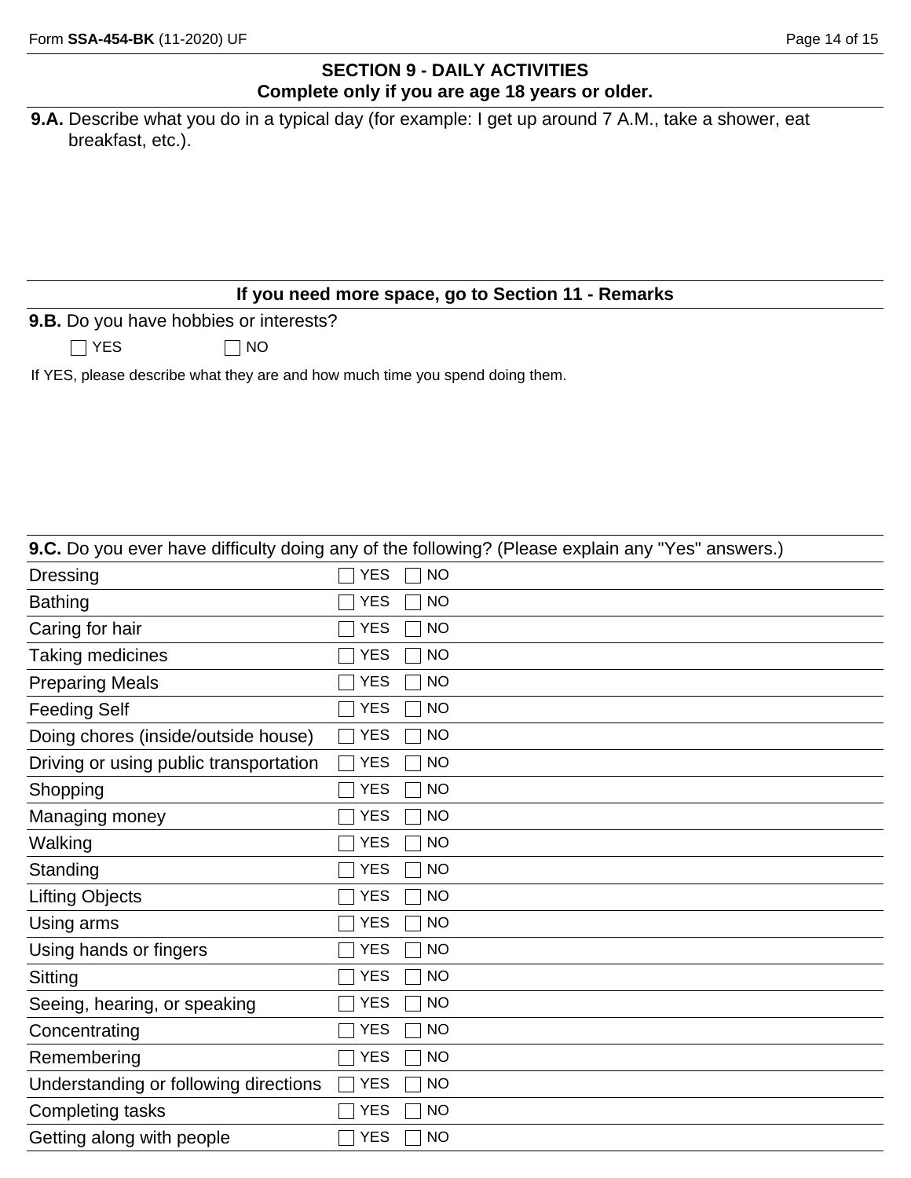## SECTION 9 - DAILY ACTIVITIES

**Complete only if you are age 18 years or older.**

**9.A.** Describe what you do in a typical day (for example: I get up around 7 A.M., take a shower, eat breakfast, etc.).

**If you need more space, go to Section 11 - Remarks**

**9.B.** Do you have hobbies or interests?

☐ YES ☐ NO

If YES, please describe what they are and how much time you spend doing them.

**9.C.** Do you ever have difficulty doing any of the following? (Please explain any "Yes" answers.)

| Activity | YES | NO |
| --- | --- | --- |
| Dressing | ☐ YES | ☐ NO |
| Bathing | ☐ YES | ☐ NO |
| Caring for hair | ☐ YES | ☐ NO |
| Taking medicines | ☐ YES | ☐ NO |
| Preparing Meals | ☐ YES | ☐ NO |
| Feeding Self | ☐ YES | ☐ NO |
| Doing chores (inside/outside house) | ☐ YES | ☐ NO |
| Driving or using public transportation | ☐ YES | ☐ NO |
| Shopping | ☐ YES | ☐ NO |
| Managing money | ☐ YES | ☐ NO |
| Walking | ☐ YES | ☐ NO |
| Standing | ☐ YES | ☐ NO |
| Lifting Objects | ☐ YES | ☐ NO |
| Using arms | ☐ YES | ☐ NO |
| Using hands or fingers | ☐ YES | ☐ NO |
| Sitting | ☐ YES | ☐ NO |
| Seeing, hearing, or speaking | ☐ YES | ☐ NO |
| Concentrating | ☐ YES | ☐ NO |
| Remembering | ☐ YES | ☐ NO |
| Understanding or following directions | ☐ YES | ☐ NO |
| Completing tasks | ☐ YES | ☐ NO |
| Getting along with people | ☐ YES | ☐ NO |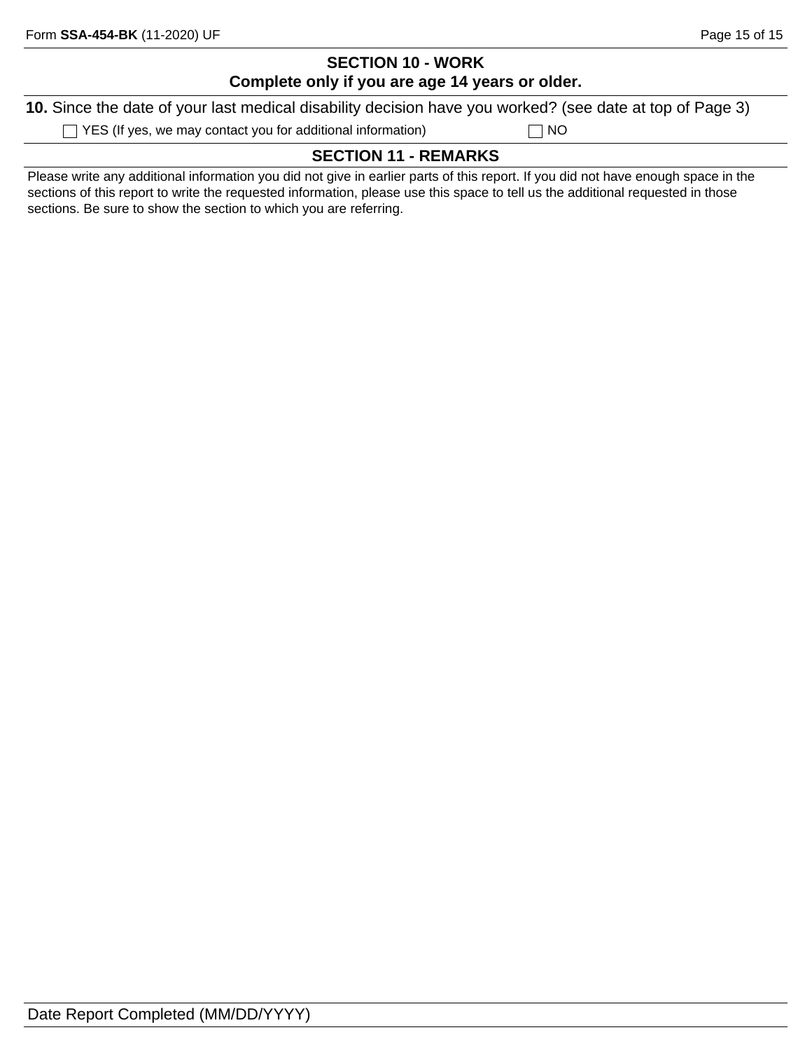## SECTION 10 - WORK

**Complete only if you are age 14 years or older.**

**10.** Since the date of your last medical disability decision have you worked? (see date at top of Page 3)

☐ YES (If yes, we may contact you for additional information) ☐ NO

## SECTION 11 - REMARKS

Please write any additional information you did not give in earlier parts of this report. If you did not have enough space in the sections of this report to write the requested information, please use this space to tell us the additional requested in those sections. Be sure to show the section to which you are referring.

Date Report Completed (MM/DD/YYYY)